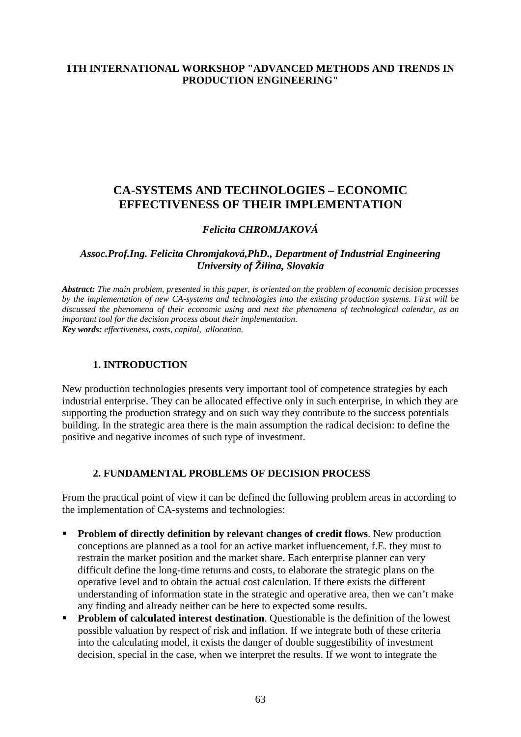**1TH INTERNATIONAL WORKSHOP "ADVANCED METHODS AND TRENDS IN PRODUCTION ENGINEERING"**

# CA-SYSTEMS AND TECHNOLOGIES – ECONOMIC EFFECTIVENESS OF THEIR IMPLEMENTATION

***Felicita CHROMJAKOVÁ***

***Assoc.Prof.Ing. Felicita Chromjaková,PhD., Department of Industrial Engineering University of Žilina, Slovakia***

***Abstract:*** *The main problem, presented in this paper, is oriented on the problem of economic decision processes by the implementation of new CA-systems and technologies into the existing production systems. First will be discussed the phenomena of their economic using and next the phenomena of technological calendar, as an important tool for the decision process about their implementation.*
***Key words:*** *effectiveness, costs, capital, allocation.*

## 1. INTRODUCTION

New production technologies presents very important tool of competence strategies by each industrial enterprise. They can be allocated effective only in such enterprise, in which they are supporting the production strategy and on such way they contribute to the success potentials building. In the strategic area there is the main assumption the radical decision: to define the positive and negative incomes of such type of investment.

## 2. FUNDAMENTAL PROBLEMS OF DECISION PROCESS

From the practical point of view it can be defined the following problem areas in according to the implementation of CA-systems and technologies:

- **Problem of directly definition by relevant changes of credit flows**. New production conceptions are planned as a tool for an active market influencement, f.E. they must to restrain the market position and the market share. Each enterprise planner can very difficult define the long-time returns and costs, to elaborate the strategic plans on the operative level and to obtain the actual cost calculation. If there exists the different understanding of information state in the strategic and operative area, then we can't make any finding and already neither can be here to expected some results.
- **Problem of calculated interest destination**. Questionable is the definition of the lowest possible valuation by respect of risk and inflation. If we integrate both of these criteria into the calculating model, it exists the danger of double suggestibility of investment decision, special in the case, when we interpret the results. If we wont to integrate the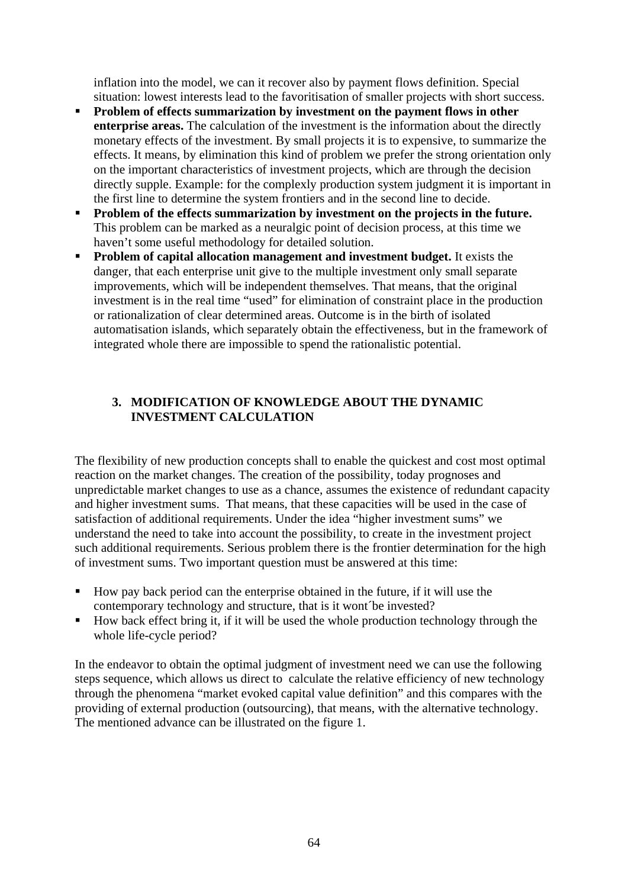inflation into the model, we can it recover also by payment flows definition. Special situation: lowest interests lead to the favoritisation of smaller projects with short success.

- **Problem of effects summarization by investment on the payment flows in other enterprise areas.** The calculation of the investment is the information about the directly monetary effects of the investment. By small projects it is to expensive, to summarize the effects. It means, by elimination this kind of problem we prefer the strong orientation only on the important characteristics of investment projects, which are through the decision directly supple. Example: for the complexly production system judgment it is important in the first line to determine the system frontiers and in the second line to decide.
- **Problem of the effects summarization by investment on the projects in the future.** This problem can be marked as a neuralgic point of decision process, at this time we haven't some useful methodology for detailed solution.
- **Problem of capital allocation management and investment budget.** It exists the danger, that each enterprise unit give to the multiple investment only small separate improvements, which will be independent themselves. That means, that the original investment is in the real time "used" for elimination of constraint place in the production or rationalization of clear determined areas. Outcome is in the birth of isolated automatisation islands, which separately obtain the effectiveness, but in the framework of integrated whole there are impossible to spend the rationalistic potential.

## 3. MODIFICATION OF KNOWLEDGE ABOUT THE DYNAMIC INVESTMENT CALCULATION

The flexibility of new production concepts shall to enable the quickest and cost most optimal reaction on the market changes. The creation of the possibility, today prognoses and unpredictable market changes to use as a chance, assumes the existence of redundant capacity and higher investment sums. That means, that these capacities will be used in the case of satisfaction of additional requirements. Under the idea "higher investment sums" we understand the need to take into account the possibility, to create in the investment project such additional requirements. Serious problem there is the frontier determination for the high of investment sums. Two important question must be answered at this time:

- How pay back period can the enterprise obtained in the future, if it will use the contemporary technology and structure, that is it wont´be invested?
- How back effect bring it, if it will be used the whole production technology through the whole life-cycle period?

In the endeavor to obtain the optimal judgment of investment need we can use the following steps sequence, which allows us direct to calculate the relative efficiency of new technology through the phenomena "market evoked capital value definition" and this compares with the providing of external production (outsourcing), that means, with the alternative technology. The mentioned advance can be illustrated on the figure 1.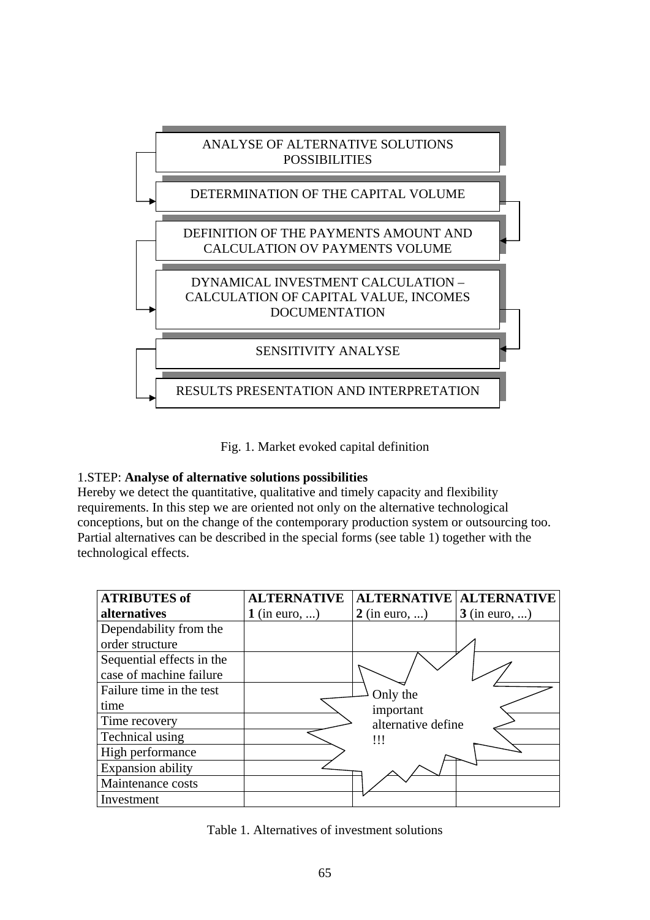ANALYSE OF ALTERNATIVE SOLUTIONS POSSIBILITIES

DETERMINATION OF THE CAPITAL VOLUME

DEFINITION OF THE PAYMENTS AMOUNT AND CALCULATION OV PAYMENTS VOLUME

DYNAMICAL INVESTMENT CALCULATION – CALCULATION OF CAPITAL VALUE, INCOMES DOCUMENTATION

SENSITIVITY ANALYSE

RESULTS PRESENTATION AND INTERPRETATION

Fig. 1. Market evoked capital definition

1.STEP: **Analyse of alternative solutions possibilities**
Hereby we detect the quantitative, qualitative and timely capacity and flexibility requirements. In this step we are oriented not only on the alternative technological conceptions, but on the change of the contemporary production system or outsourcing too. Partial alternatives can be described in the special forms (see table 1) together with the technological effects.

| **ATRIBUTES of alternatives** | **ALTERNATIVE 1** (in euro, ...) | **ALTERNATIVE 2** (in euro, ...) | **ALTERNATIVE 3** (in euro, ...) |
|---|---|---|---|
| Dependability from the order structure | | | |
| Sequential effects in the case of machine failure | | | |
| Failure time in the test time | | | |
| Time recovery | | | |
| Technical using | | | |
| High performance | | | |
| Expansion ability | | | |
| Maintenance costs | | | |
| Investment | | | |

Only the important alternative define !!!

Table 1. Alternatives of investment solutions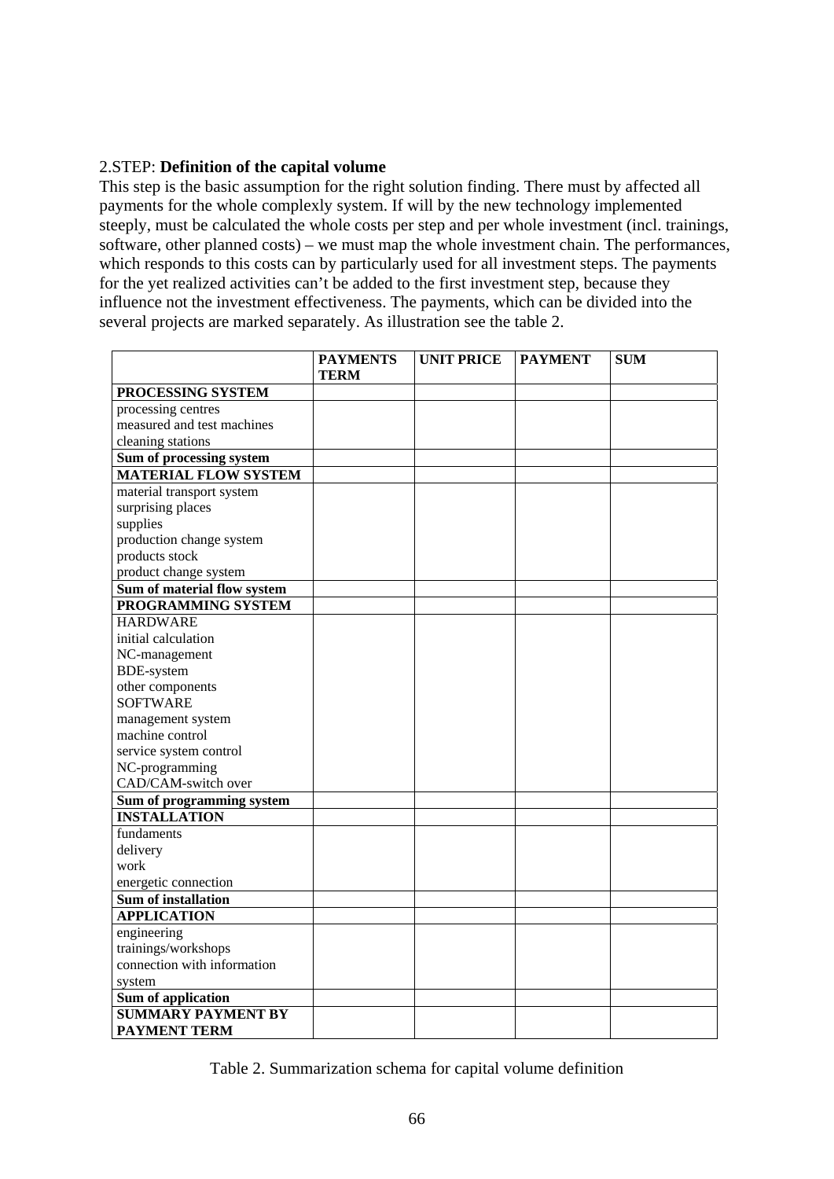2.STEP: **Definition of the capital volume**

This step is the basic assumption for the right solution finding. There must by affected all payments for the whole complexly system. If will by the new technology implemented steeply, must be calculated the whole costs per step and per whole investment (incl. trainings, software, other planned costs) – we must map the whole investment chain. The performances, which responds to this costs can by particularly used for all investment steps. The payments for the yet realized activities can't be added to the first investment step, because they influence not the investment effectiveness. The payments, which can be divided into the several projects are marked separately. As illustration see the table 2.

| | **PAYMENTS TERM** | **UNIT PRICE** | **PAYMENT** | **SUM** |
|---|---|---|---|---|
| **PROCESSING SYSTEM** | | | | |
| processing centres<br>measured and test machines<br>cleaning stations | | | | |
| **Sum of processing system** | | | | |
| **MATERIAL FLOW SYSTEM** | | | | |
| material transport system<br>surprising places<br>supplies<br>production change system<br>products stock<br>product change system | | | | |
| **Sum of material flow system** | | | | |
| **PROGRAMMING SYSTEM** | | | | |
| HARDWARE<br>initial calculation<br>NC-management<br>BDE-system<br>other components<br>SOFTWARE<br>management system<br>machine control<br>service system control<br>NC-programming<br>CAD/CAM-switch over | | | | |
| **Sum of programming system** | | | | |
| **INSTALLATION** | | | | |
| fundaments<br>delivery<br>work<br>energetic connection | | | | |
| **Sum of installation** | | | | |
| **APPLICATION** | | | | |
| engineering<br>trainings/workshops<br>connection with information system | | | | |
| **Sum of application** | | | | |
| **SUMMARY PAYMENT BY PAYMENT TERM** | | | | |

Table 2. Summarization schema for capital volume definition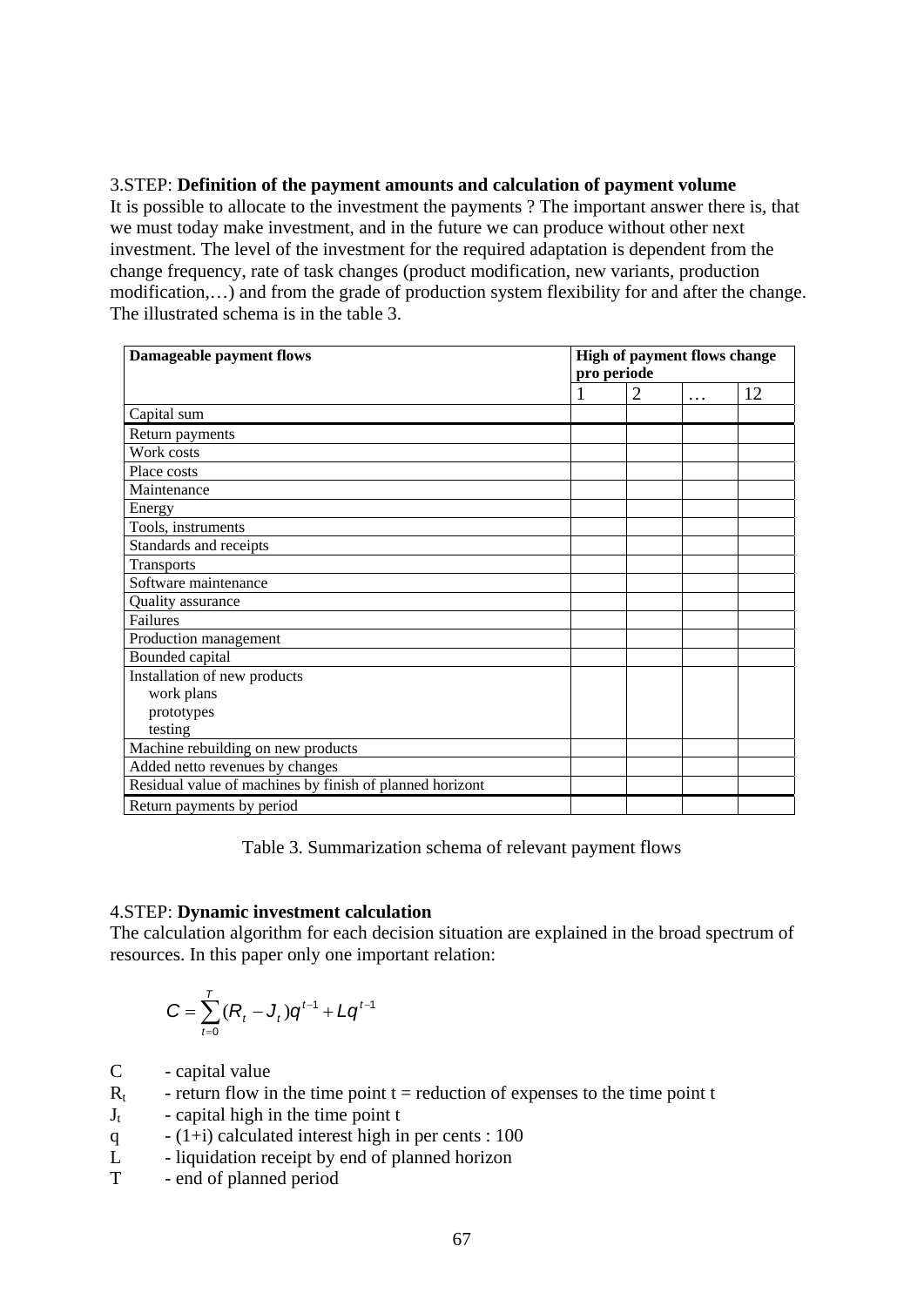3.STEP: **Definition of the payment amounts and calculation of payment volume**

It is possible to allocate to the investment the payments ? The important answer there is, that we must today make investment, and in the future we can produce without other next investment. The level of the investment for the required adaptation is dependent from the change frequency, rate of task changes (product modification, new variants, production modification,…) and from the grade of production system flexibility for and after the change. The illustrated schema is in the table 3.

| **Damageable payment flows** | **High of payment flows change pro periode** | | | |
|---|---|---|---|---|
| | 1 | 2 | … | 12 |
| Capital sum | | | | |
| Return payments | | | | |
| Work costs | | | | |
| Place costs | | | | |
| Maintenance | | | | |
| Energy | | | | |
| Tools, instruments | | | | |
| Standards and receipts | | | | |
| Transports | | | | |
| Software maintenance | | | | |
| Quality assurance | | | | |
| Failures | | | | |
| Production management | | | | |
| Bounded capital | | | | |
| Installation of new products<br>work plans<br>prototypes<br>testing | | | | |
| Machine rebuilding on new products | | | | |
| Added netto revenues by changes | | | | |
| Residual value of machines by finish of planned horizont | | | | |
| Return payments by period | | | | |

Table 3. Summarization schema of relevant payment flows

4.STEP: **Dynamic investment calculation**

The calculation algorithm for each decision situation are explained in the broad spectrum of resources. In this paper only one important relation:

$$C = \sum_{t=0}^{T} (R_t - J_t) q^{t-1} + L q^{t-1}$$

C - capital value

$R_t$ - return flow in the time point t = reduction of expenses to the time point t

$J_t$ - capital high in the time point t

q - (1+i) calculated interest high in per cents : 100

L - liquidation receipt by end of planned horizon

T - end of planned period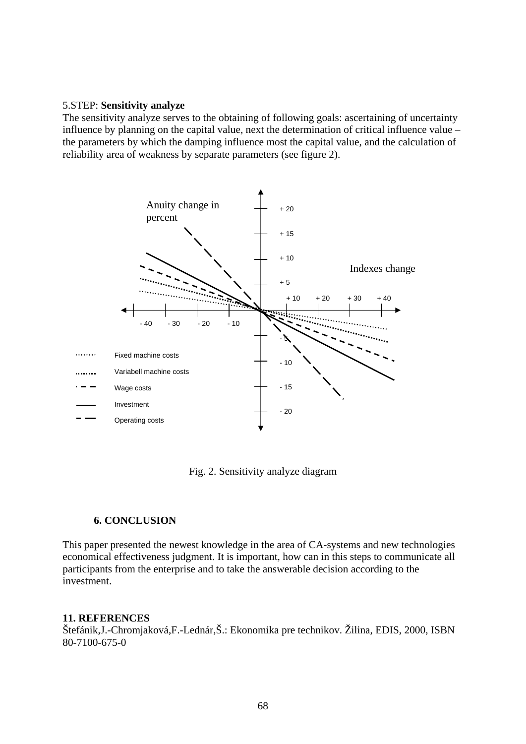5.STEP: **Sensitivity analyze**

The sensitivity analyze serves to the obtaining of following goals: ascertaining of uncertainty influence by planning on the capital value, next the determination of critical influence value – the parameters by which the damping influence most the capital value, and the calculation of reliability area of weakness by separate parameters (see figure 2).

Anuity change in percent

+ 20
+ 15
+ 10
+ 5
- 5
- 10
- 15
- 20

Indexes change

- 40 - 30 - 20 - 10 + 10 + 20 + 30 + 40

Fixed machine costs
Variabell machine costs
Wage costs
Investment
Operating costs

Fig. 2. Sensitivity analyze diagram

## 6. CONCLUSION

This paper presented the newest knowledge in the area of CA-systems and new technologies economical effectiveness judgment. It is important, how can in this steps to communicate all participants from the enterprise and to take the answerable decision according to the investment.

## 11. REFERENCES

Štefánik,J.-Chromjaková,F.-Lednár,Š.: Ekonomika pre technikov. Žilina, EDIS, 2000, ISBN 80-7100-675-0